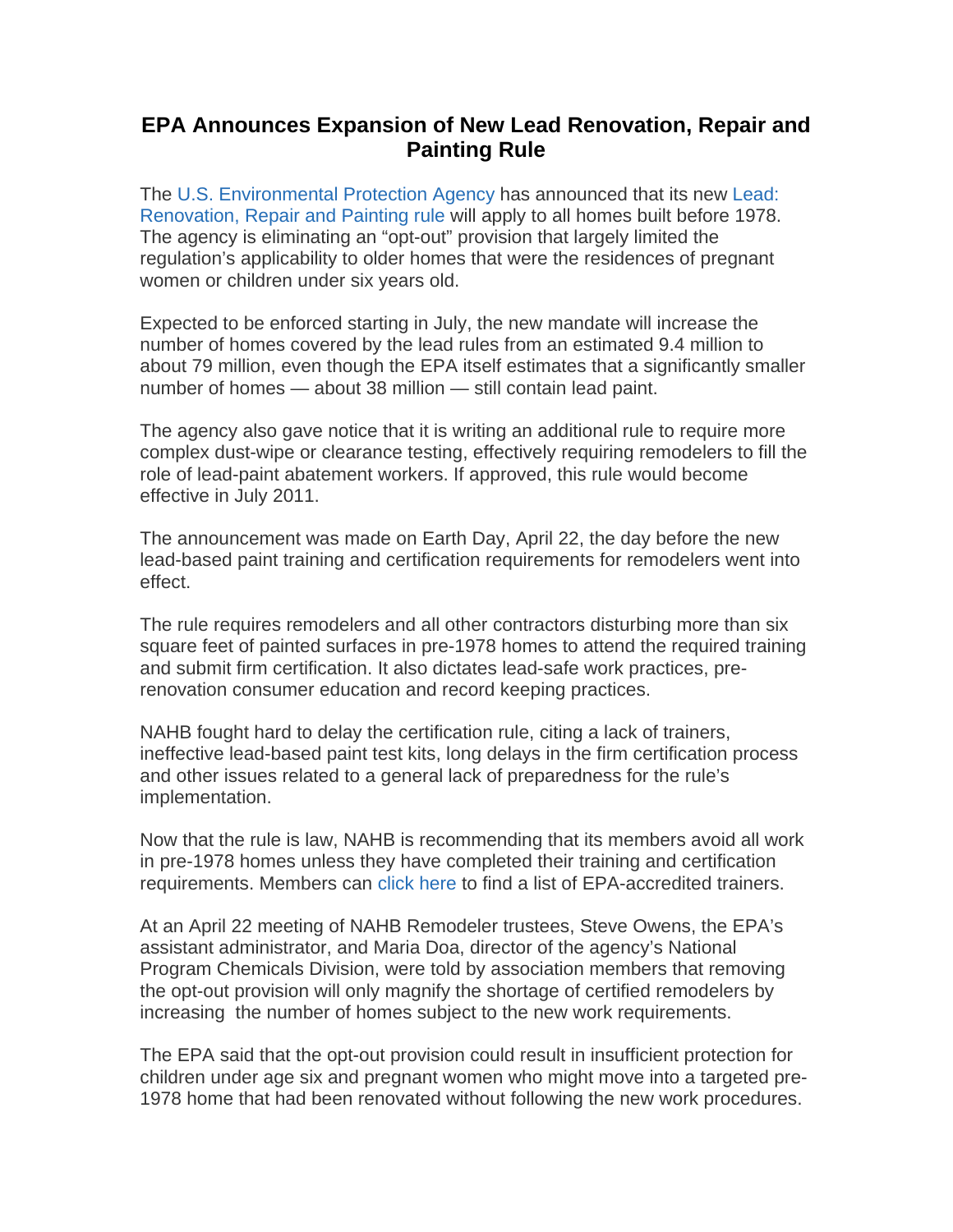# EPA Announces Expansion of New Lead Renovation, Repair and Painting Rule

The U.S. Environmental Protection Agency has announced that its new Lead: Renovation, Repair and Painting rule will apply to all homes built before 1978. The agency is eliminating an "opt-out" provision that largely limited the regulation's applicability to older homes that were the residences of pregnant women or children under six years old.

Expected to be enforced starting in July, the new mandate will increase the number of homes covered by the lead rules from an estimated 9.4 million to about 79 million, even though the EPA itself estimates that a significantly smaller number of homes — about 38 million — still contain lead paint.

The agency also gave notice that it is writing an additional rule to require more complex dust-wipe or clearance testing, effectively requiring remodelers to fill the role of lead-paint abatement workers. If approved, this rule would become effective in July 2011.

The announcement was made on Earth Day, April 22, the day before the new lead-based paint training and certification requirements for remodelers went into effect.

The rule requires remodelers and all other contractors disturbing more than six square feet of painted surfaces in pre-1978 homes to attend the required training and submit firm certification. It also dictates lead-safe work practices, pre-renovation consumer education and record keeping practices.

NAHB fought hard to delay the certification rule, citing a lack of trainers, ineffective lead-based paint test kits, long delays in the firm certification process and other issues related to a general lack of preparedness for the rule's implementation.

Now that the rule is law, NAHB is recommending that its members avoid all work in pre-1978 homes unless they have completed their training and certification requirements. Members can click here to find a list of EPA-accredited trainers.

At an April 22 meeting of NAHB Remodeler trustees, Steve Owens, the EPA's assistant administrator, and Maria Doa, director of the agency's National Program Chemicals Division, were told by association members that removing the opt-out provision will only magnify the shortage of certified remodelers by increasing the number of homes subject to the new work requirements.

The EPA said that the opt-out provision could result in insufficient protection for children under age six and pregnant women who might move into a targeted pre-1978 home that had been renovated without following the new work procedures.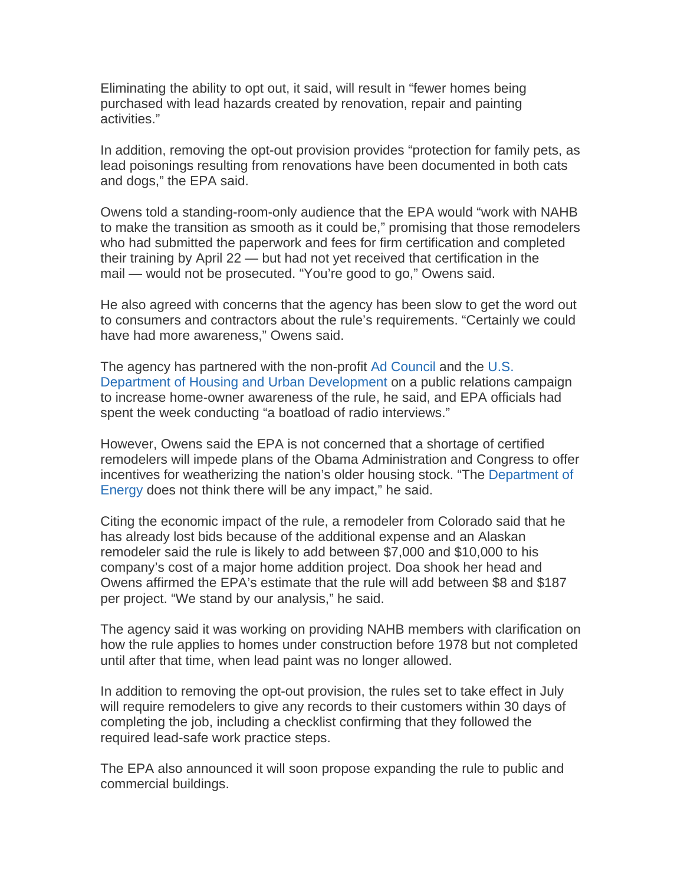Eliminating the ability to opt out, it said, will result in "fewer homes being purchased with lead hazards created by renovation, repair and painting activities."

In addition, removing the opt-out provision provides "protection for family pets, as lead poisonings resulting from renovations have been documented in both cats and dogs," the EPA said.

Owens told a standing-room-only audience that the EPA would "work with NAHB to make the transition as smooth as it could be," promising that those remodelers who had submitted the paperwork and fees for firm certification and completed their training by April 22 — but had not yet received that certification in the mail — would not be prosecuted. "You're good to go," Owens said.

He also agreed with concerns that the agency has been slow to get the word out to consumers and contractors about the rule's requirements. "Certainly we could have had more awareness," Owens said.

The agency has partnered with the non-profit Ad Council and the U.S. Department of Housing and Urban Development on a public relations campaign to increase home-owner awareness of the rule, he said, and EPA officials had spent the week conducting "a boatload of radio interviews."

However, Owens said the EPA is not concerned that a shortage of certified remodelers will impede plans of the Obama Administration and Congress to offer incentives for weatherizing the nation's older housing stock. "The Department of Energy does not think there will be any impact," he said.

Citing the economic impact of the rule, a remodeler from Colorado said that he has already lost bids because of the additional expense and an Alaskan remodeler said the rule is likely to add between $7,000 and $10,000 to his company's cost of a major home addition project. Doa shook her head and Owens affirmed the EPA's estimate that the rule will add between $8 and $187 per project. "We stand by our analysis," he said.

The agency said it was working on providing NAHB members with clarification on how the rule applies to homes under construction before 1978 but not completed until after that time, when lead paint was no longer allowed.

In addition to removing the opt-out provision, the rules set to take effect in July will require remodelers to give any records to their customers within 30 days of completing the job, including a checklist confirming that they followed the required lead-safe work practice steps.

The EPA also announced it will soon propose expanding the rule to public and commercial buildings.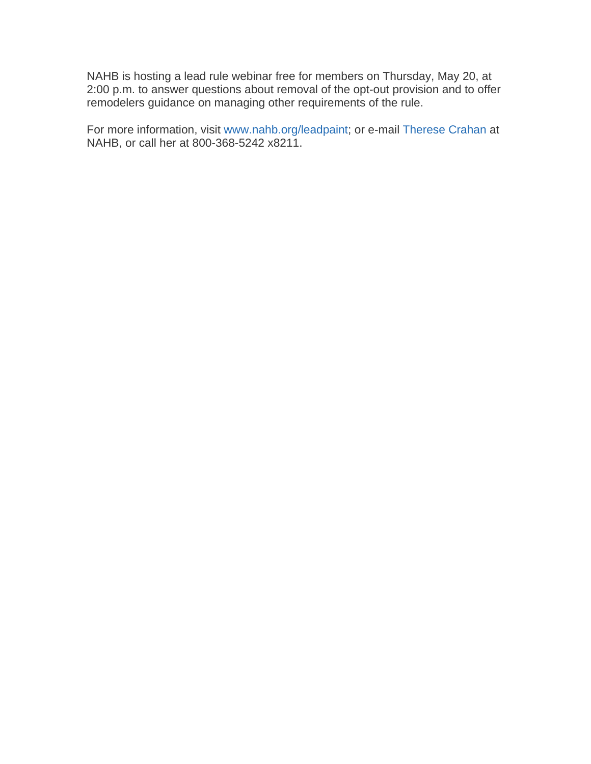NAHB is hosting a lead rule webinar free for members on Thursday, May 20, at 2:00 p.m. to answer questions about removal of the opt-out provision and to offer remodelers guidance on managing other requirements of the rule.

For more information, visit www.nahb.org/leadpaint; or e-mail Therese Crahan at NAHB, or call her at 800-368-5242 x8211.